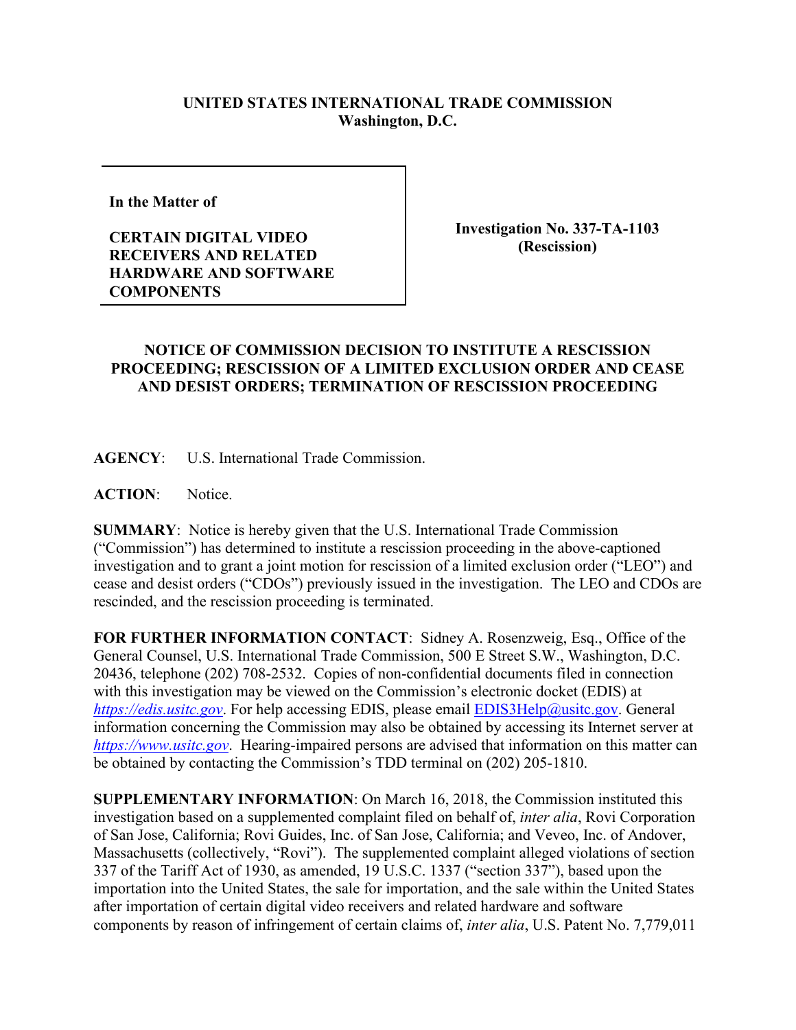**UNITED STATES INTERNATIONAL TRADE COMMISSION**
**Washington, D.C.**

| In the Matter of<br><br>**CERTAIN DIGITAL VIDEO RECEIVERS AND RELATED HARDWARE AND SOFTWARE COMPONENTS** | **Investigation No. 337-TA-1103 (Rescission)** |
|---|---|

**NOTICE OF COMMISSION DECISION TO INSTITUTE A RESCISSION PROCEEDING; RESCISSION OF A LIMITED EXCLUSION ORDER AND CEASE AND DESIST ORDERS; TERMINATION OF RESCISSION PROCEEDING**

**AGENCY**: U.S. International Trade Commission.

**ACTION**: Notice.

**SUMMARY**: Notice is hereby given that the U.S. International Trade Commission ("Commission") has determined to institute a rescission proceeding in the above-captioned investigation and to grant a joint motion for rescission of a limited exclusion order ("LEO") and cease and desist orders ("CDOs") previously issued in the investigation. The LEO and CDOs are rescinded, and the rescission proceeding is terminated.

**FOR FURTHER INFORMATION CONTACT**: Sidney A. Rosenzweig, Esq., Office of the General Counsel, U.S. International Trade Commission, 500 E Street S.W., Washington, D.C. 20436, telephone (202) 708-2532. Copies of non-confidential documents filed in connection with this investigation may be viewed on the Commission's electronic docket (EDIS) at *https://edis.usitc.gov*. For help accessing EDIS, please email EDIS3Help@usitc.gov. General information concerning the Commission may also be obtained by accessing its Internet server at *https://www.usitc.gov*. Hearing-impaired persons are advised that information on this matter can be obtained by contacting the Commission's TDD terminal on (202) 205-1810.

**SUPPLEMENTARY INFORMATION**: On March 16, 2018, the Commission instituted this investigation based on a supplemented complaint filed on behalf of, *inter alia*, Rovi Corporation of San Jose, California; Rovi Guides, Inc. of San Jose, California; and Veveo, Inc. of Andover, Massachusetts (collectively, "Rovi"). The supplemented complaint alleged violations of section 337 of the Tariff Act of 1930, as amended, 19 U.S.C. 1337 ("section 337"), based upon the importation into the United States, the sale for importation, and the sale within the United States after importation of certain digital video receivers and related hardware and software components by reason of infringement of certain claims of, *inter alia*, U.S. Patent No. 7,779,011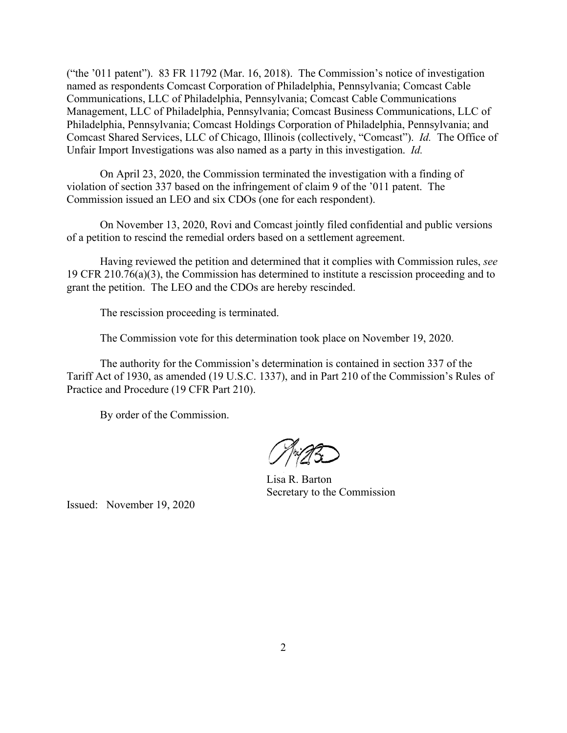("the '011 patent"). 83 FR 11792 (Mar. 16, 2018). The Commission's notice of investigation named as respondents Comcast Corporation of Philadelphia, Pennsylvania; Comcast Cable Communications, LLC of Philadelphia, Pennsylvania; Comcast Cable Communications Management, LLC of Philadelphia, Pennsylvania; Comcast Business Communications, LLC of Philadelphia, Pennsylvania; Comcast Holdings Corporation of Philadelphia, Pennsylvania; and Comcast Shared Services, LLC of Chicago, Illinois (collectively, "Comcast"). *Id.* The Office of Unfair Import Investigations was also named as a party in this investigation. *Id.*

On April 23, 2020, the Commission terminated the investigation with a finding of violation of section 337 based on the infringement of claim 9 of the '011 patent. The Commission issued an LEO and six CDOs (one for each respondent).

On November 13, 2020, Rovi and Comcast jointly filed confidential and public versions of a petition to rescind the remedial orders based on a settlement agreement.

Having reviewed the petition and determined that it complies with Commission rules, *see* 19 CFR 210.76(a)(3), the Commission has determined to institute a rescission proceeding and to grant the petition. The LEO and the CDOs are hereby rescinded.

The rescission proceeding is terminated.

The Commission vote for this determination took place on November 19, 2020.

The authority for the Commission's determination is contained in section 337 of the Tariff Act of 1930, as amended (19 U.S.C. 1337), and in Part 210 of the Commission's Rules of Practice and Procedure (19 CFR Part 210).

By order of the Commission.

Lisa R. Barton
Secretary to the Commission

Issued: November 19, 2020